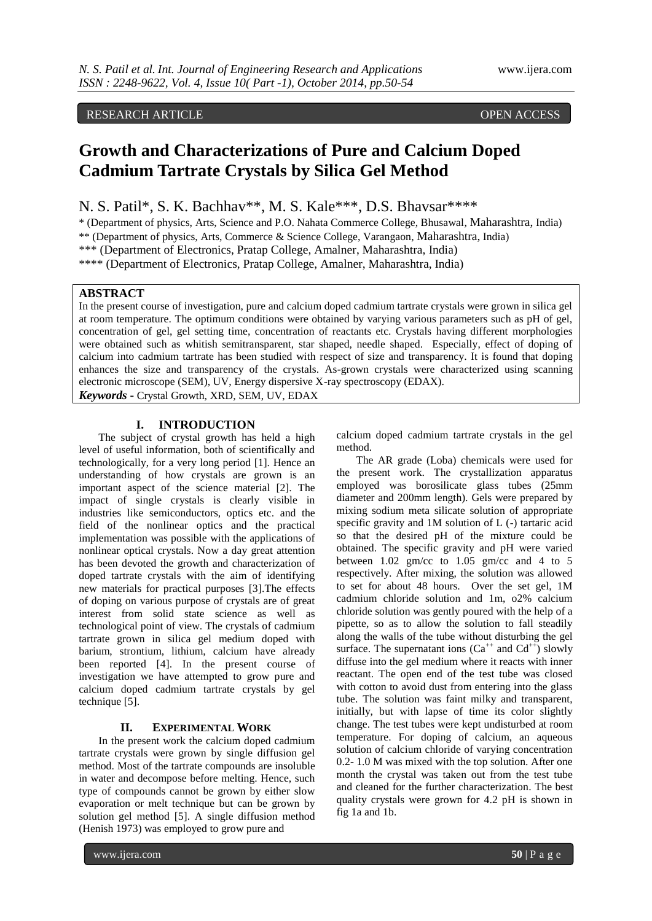RESEARCH ARTICLE OPEN ACCESS

# Growth and Characterizations of Pure and Calcium Doped Cadmium Tartrate Crystals by Silica Gel Method

N. S. Patil*, S. K. Bachhav**, M. S. Kale***, D.S. Bhavsar****

* (Department of physics, Arts, Science and P.O. Nahata Commerce College, Bhusawal, Maharashtra, India)
** (Department of physics, Arts, Commerce & Science College, Varangaon, Maharashtra, India)
*** (Department of Electronics, Pratap College, Amalner, Maharashtra, India)
**** (Department of Electronics, Pratap College, Amalner, Maharashtra, India)

## ABSTRACT

In the present course of investigation, pure and calcium doped cadmium tartrate crystals were grown in silica gel at room temperature. The optimum conditions were obtained by varying various parameters such as pH of gel, concentration of gel, gel setting time, concentration of reactants etc. Crystals having different morphologies were obtained such as whitish semitransparent, star shaped, needle shaped. Especially, effect of doping of calcium into cadmium tartrate has been studied with respect of size and transparency. It is found that doping enhances the size and transparency of the crystals. As-grown crystals were characterized using scanning electronic microscope (SEM), UV, Energy dispersive X-ray spectroscopy (EDAX).

***Keywords*** **-** Crystal Growth, XRD, SEM, UV, EDAX

## I. INTRODUCTION

The subject of crystal growth has held a high level of useful information, both of scientifically and technologically, for a very long period [1]. Hence an understanding of how crystals are grown is an important aspect of the science material [2]. The impact of single crystals is clearly visible in industries like semiconductors, optics etc. and the field of the nonlinear optics and the practical implementation was possible with the applications of nonlinear optical crystals. Now a day great attention has been devoted the growth and characterization of doped tartrate crystals with the aim of identifying new materials for practical purposes [3].The effects of doping on various purpose of crystals are of great interest from solid state science as well as technological point of view. The crystals of cadmium tartrate grown in silica gel medium doped with barium, strontium, lithium, calcium have already been reported [4]. In the present course of investigation we have attempted to grow pure and calcium doped cadmium tartrate crystals by gel technique [5].

## II. EXPERIMENTAL WORK

In the present work the calcium doped cadmium tartrate crystals were grown by single diffusion gel method. Most of the tartrate compounds are insoluble in water and decompose before melting. Hence, such type of compounds cannot be grown by either slow evaporation or melt technique but can be grown by solution gel method [5]. A single diffusion method (Henish 1973) was employed to grow pure and calcium doped cadmium tartrate crystals in the gel method.

The AR grade (Loba) chemicals were used for the present work. The crystallization apparatus employed was borosilicate glass tubes (25mm diameter and 200mm length). Gels were prepared by mixing sodium meta silicate solution of appropriate specific gravity and 1M solution of L (-) tartaric acid so that the desired pH of the mixture could be obtained. The specific gravity and pH were varied between 1.02 gm/cc to 1.05 gm/cc and 4 to 5 respectively. After mixing, the solution was allowed to set for about 48 hours. Over the set gel, 1M cadmium chloride solution and 1m, o2% calcium chloride solution was gently poured with the help of a pipette, so as to allow the solution to fall steadily along the walls of the tube without disturbing the gel surface. The supernatant ions ($Ca^{++}$ and $Cd^{++}$) slowly diffuse into the gel medium where it reacts with inner reactant. The open end of the test tube was closed with cotton to avoid dust from entering into the glass tube. The solution was faint milky and transparent, initially, but with lapse of time its color slightly change. The test tubes were kept undisturbed at room temperature. For doping of calcium, an aqueous solution of calcium chloride of varying concentration 0.2- 1.0 M was mixed with the top solution. After one month the crystal was taken out from the test tube and cleaned for the further characterization. The best quality crystals were grown for 4.2 pH is shown in fig 1a and 1b.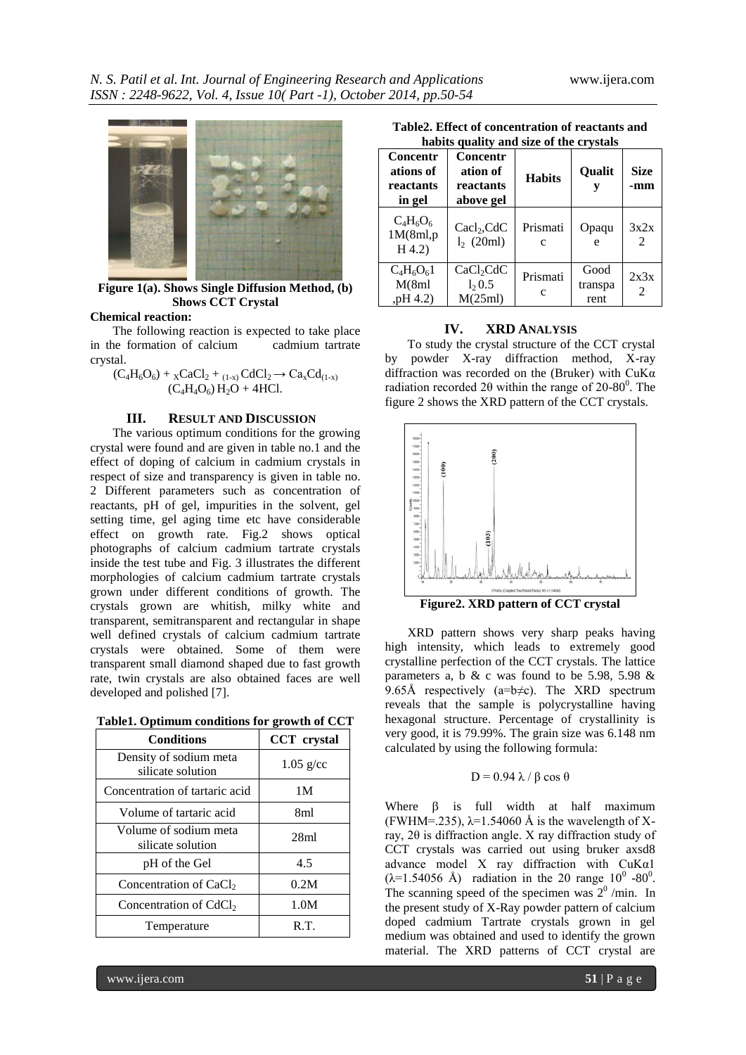Figure 1(a). Shows Single Diffusion Method, (b) Shows CCT Crystal

**Chemical reaction:**

The following reaction is expected to take place in the formation of calcium cadmium tartrate crystal.

$$(C_4H_6O_6) + {}_XCaCl_2 + {}_{(1-x)}CdCl_2 \rightarrow Ca_xCd_{(1-x)}(C_4H_4O_6)\,H_2O + 4HCl.$$

## III. RESULT AND DISCUSSION

The various optimum conditions for the growing crystal were found and are given in table no.1 and the effect of doping of calcium in cadmium crystals in respect of size and transparency is given in table no. 2 Different parameters such as concentration of reactants, pH of gel, impurities in the solvent, gel setting time, gel aging time etc have considerable effect on growth rate. Fig.2 shows optical photographs of calcium cadmium tartrate crystals inside the test tube and Fig. 3 illustrates the different morphologies of calcium cadmium tartrate crystals grown under different conditions of growth. The crystals grown are whitish, milky white and transparent, semitransparent and rectangular in shape well defined crystals of calcium cadmium tartrate crystals were obtained. Some of them were transparent small diamond shaped due to fast growth rate, twin crystals are also obtained faces are well developed and polished [7].

**Table1. Optimum conditions for growth of CCT**

| Conditions | CCT crystal |
|---|---|
| Density of sodium meta silicate solution | 1.05 g/cc |
| Concentration of tartaric acid | 1M |
| Volume of tartaric acid | 8ml |
| Volume of sodium meta silicate solution | 28ml |
| pH of the Gel | 4.5 |
| Concentration of $CaCl_2$ | 0.2M |
| Concentration of $CdCl_2$ | 1.0M |
| Temperature | R.T. |

**Table2. Effect of concentration of reactants and habits quality and size of the crystals**

| Concentrations of reactants in gel | Concentration of reactants above gel | Habits | Quality | Size -mm |
|---|---|---|---|---|
| $C_4H_6O_6$ 1M(8ml,pH 4.2) | $CaCl_2$,$CdCl_2$ (20ml) | Prismatic | Opaque | 3x2x2 |
| $C_4H_6O_6$1 M(8ml ,pH 4.2) | $CaCl_2CdCl_2$ 0.5 M(25ml) | Prismatic | Good transparent | 2x3x2 |

## IV. XRD ANALYSIS

To study the crystal structure of the CCT crystal by powder X-ray diffraction method, X-ray diffraction was recorded on the (Bruker) with CuKα radiation recorded 2θ within the range of 20-80$^0$. The figure 2 shows the XRD pattern of the CCT crystals.

Figure2. XRD pattern of CCT crystal

XRD pattern shows very sharp peaks having high intensity, which leads to extremely good crystalline perfection of the CCT crystals. The lattice parameters a, b & c was found to be 5.98, 5.98 & 9.65Å respectively (a=b≠c). The XRD spectrum reveals that the sample is polycrystalline having hexagonal structure. Percentage of crystallinity is very good, it is 79.99%. The grain size was 6.148 nm calculated by using the following formula:

$$D = 0.94\,\lambda / \beta \cos\theta$$

Where β is full width at half maximum (FWHM=.235), λ=1.54060 Å is the wavelength of X-ray, 2θ is diffraction angle. X ray diffraction study of CCT crystals was carried out using bruker axsd8 advance model X ray diffraction with CuKα1 (λ=1.54056 Å) radiation in the 2θ range 10$^0$ -80$^0$. The scanning speed of the specimen was 2$^0$ /min. In the present study of X-Ray powder pattern of calcium doped cadmium Tartrate crystals grown in gel medium was obtained and used to identify the grown material. The XRD patterns of CCT crystal are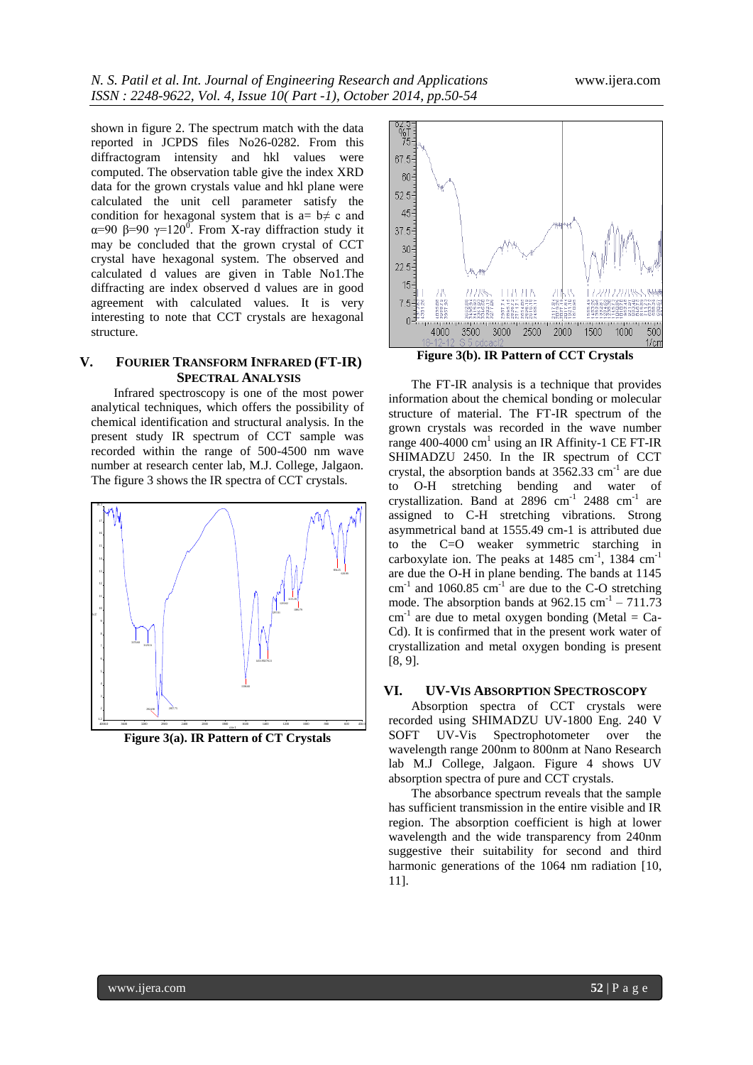shown in figure 2. The spectrum match with the data reported in JCPDS files No26-0282. From this diffractogram intensity and hkl values were computed. The observation table give the index XRD data for the grown crystals value and hkl plane were calculated the unit cell parameter satisfy the condition for hexagonal system that is a= b≠ c and α=90 β=90 γ=120$^{0}$. From X-ray diffraction study it may be concluded that the grown crystal of CCT crystal have hexagonal system. The observed and calculated d values are given in Table No1.The diffracting are index observed d values are in good agreement with calculated values. It is very interesting to note that CCT crystals are hexagonal structure.

## V. FOURIER TRANSFORM INFRARED (FT-IR) SPECTRAL ANALYSIS

Infrared spectroscopy is one of the most power analytical techniques, which offers the possibility of chemical identification and structural analysis. In the present study IR spectrum of CCT sample was recorded within the range of 500-4500 nm wave number at research center lab, M.J. College, Jalgaon. The figure 3 shows the IR spectra of CCT crystals.

**Figure 3(a). IR Pattern of CT Crystals**

**Figure 3(b). IR Pattern of CCT Crystals**

The FT-IR analysis is a technique that provides information about the chemical bonding or molecular structure of material. The FT-IR spectrum of the grown crystals was recorded in the wave number range 400-4000 cm$^{1}$ using an IR Affinity-1 CE FT-IR SHIMADZU 2450. In the IR spectrum of CCT crystal, the absorption bands at 3562.33 cm$^{-1}$ are due to O-H stretching bending and water of crystallization. Band at 2896 cm$^{-1}$ 2488 cm$^{-1}$ are assigned to C-H stretching vibrations. Strong asymmetrical band at 1555.49 cm-1 is attributed due to the C=O weaker symmetric starching in carboxylate ion. The peaks at 1485 cm$^{-1}$, 1384 cm$^{-1}$ are due the O-H in plane bending. The bands at 1145 cm$^{-1}$ and 1060.85 cm$^{-1}$ are due to the C-O stretching mode. The absorption bands at 962.15 cm$^{-1}$ – 711.73 cm$^{-1}$ are due to metal oxygen bonding (Metal = Ca-Cd). It is confirmed that in the present work water of crystallization and metal oxygen bonding is present [8, 9].

## VI. UV-VIS ABSORPTION SPECTROSCOPY

Absorption spectra of CCT crystals were recorded using SHIMADZU UV-1800 Eng. 240 V SOFT UV-Vis Spectrophotometer over the wavelength range 200nm to 800nm at Nano Research lab M.J College, Jalgaon. Figure 4 shows UV absorption spectra of pure and CCT crystals.

The absorbance spectrum reveals that the sample has sufficient transmission in the entire visible and IR region. The absorption coefficient is high at lower wavelength and the wide transparency from 240nm suggestive their suitability for second and third harmonic generations of the 1064 nm radiation [10, 11].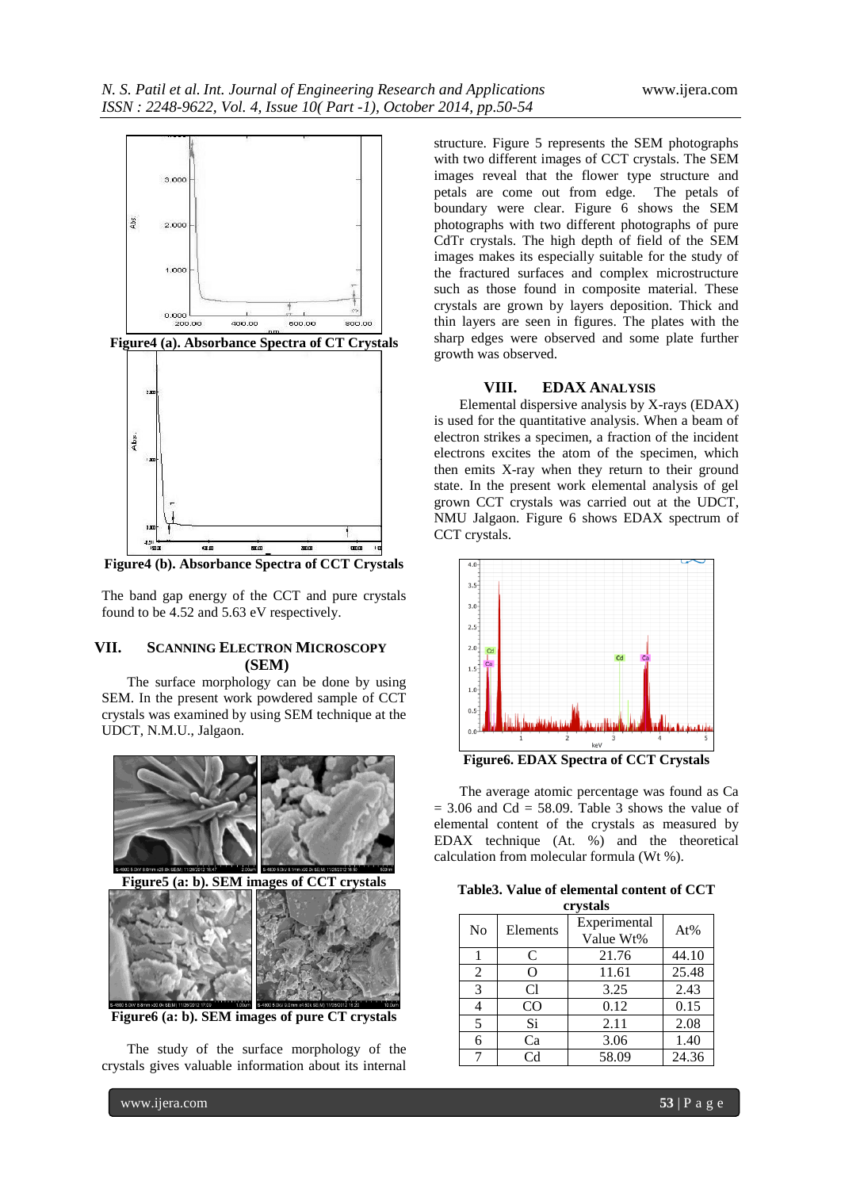Figure4 (a). Absorbance Spectra of CT Crystals

Figure4 (b). Absorbance Spectra of CCT Crystals

The band gap energy of the CCT and pure crystals found to be 4.52 and 5.63 eV respectively.

## VII. SCANNING ELECTRON MICROSCOPY (SEM)

The surface morphology can be done by using SEM. In the present work powdered sample of CCT crystals was examined by using SEM technique at the UDCT, N.M.U., Jalgaon.

Figure5 (a: b). SEM images of CCT crystals

Figure6 (a: b). SEM images of pure CT crystals

The study of the surface morphology of the crystals gives valuable information about its internal structure. Figure 5 represents the SEM photographs with two different images of CCT crystals. The SEM images reveal that the flower type structure and petals are come out from edge. The petals of boundary were clear. Figure 6 shows the SEM photographs with two different photographs of pure CdTr crystals. The high depth of field of the SEM images makes its especially suitable for the study of the fractured surfaces and complex microstructure such as those found in composite material. These crystals are grown by layers deposition. Thick and thin layers are seen in figures. The plates with the sharp edges were observed and some plate further growth was observed.

## VIII. EDAX ANALYSIS

Elemental dispersive analysis by X-rays (EDAX) is used for the quantitative analysis. When a beam of electron strikes a specimen, a fraction of the incident electrons excites the atom of the specimen, which then emits X-ray when they return to their ground state. In the present work elemental analysis of gel grown CCT crystals was carried out at the UDCT, NMU Jalgaon. Figure 6 shows EDAX spectrum of CCT crystals.

Figure6. EDAX Spectra of CCT Crystals

The average atomic percentage was found as Ca = 3.06 and Cd = 58.09. Table 3 shows the value of elemental content of the crystals as measured by EDAX technique (At. %) and the theoretical calculation from molecular formula (Wt %).

Table3. Value of elemental content of CCT crystals

| No | Elements | Experimental Value Wt% | At% |
|---|---|---|---|
| 1 | C | 21.76 | 44.10 |
| 2 | O | 11.61 | 25.48 |
| 3 | Cl | 3.25 | 2.43 |
| 4 | CO | 0.12 | 0.15 |
| 5 | Si | 2.11 | 2.08 |
| 6 | Ca | 3.06 | 1.40 |
| 7 | Cd | 58.09 | 24.36 |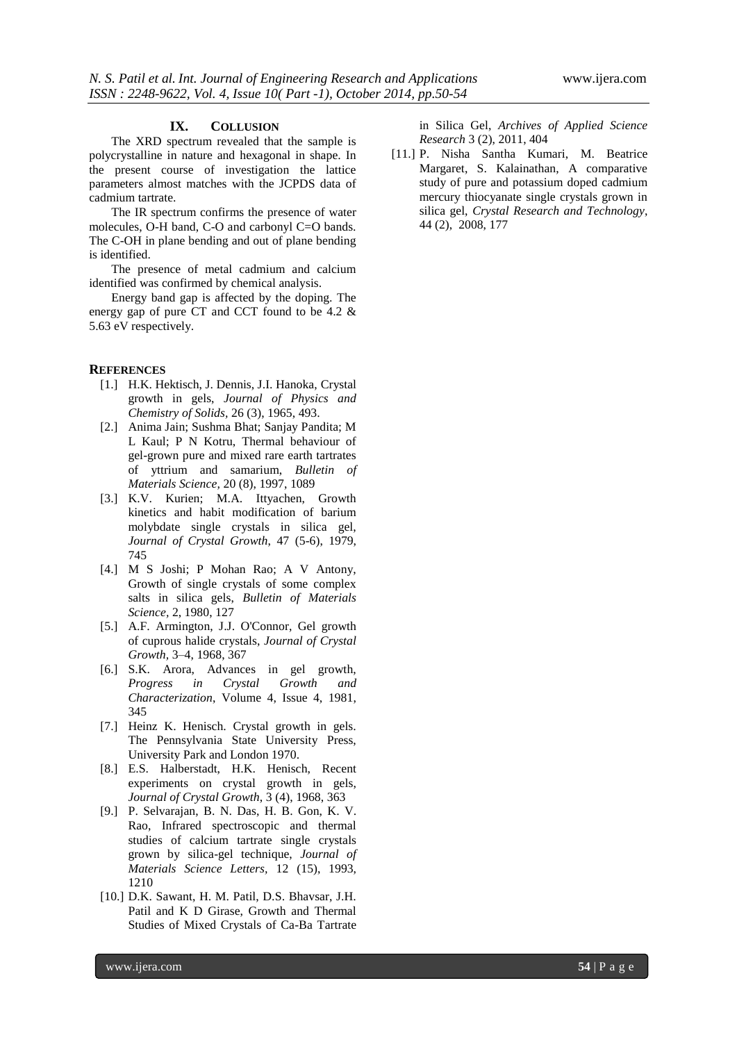## IX. COLLUSION

The XRD spectrum revealed that the sample is polycrystalline in nature and hexagonal in shape. In the present course of investigation the lattice parameters almost matches with the JCPDS data of cadmium tartrate.

The IR spectrum confirms the presence of water molecules, O-H band, C-O and carbonyl C=O bands. The C-OH in plane bending and out of plane bending is identified.

The presence of metal cadmium and calcium identified was confirmed by chemical analysis.

Energy band gap is affected by the doping. The energy gap of pure CT and CCT found to be 4.2 & 5.63 eV respectively.

## REFERENCES

[1.] H.K. Hektisch, J. Dennis, J.I. Hanoka, Crystal growth in gels, *Journal of Physics and Chemistry of Solids*, 26 (3), 1965, 493.

[2.] Anima Jain; Sushma Bhat; Sanjay Pandita; M L Kaul; P N Kotru, Thermal behaviour of gel-grown pure and mixed rare earth tartrates of yttrium and samarium, *Bulletin of Materials Science*, 20 (8), 1997, 1089

[3.] K.V. Kurien; M.A. Ittyachen, Growth kinetics and habit modification of barium molybdate single crystals in silica gel, *Journal of Crystal Growth*, 47 (5-6), 1979, 745

[4.] M S Joshi; P Mohan Rao; A V Antony, Growth of single crystals of some complex salts in silica gels, *Bulletin of Materials Science*, 2, 1980, 127

[5.] A.F. Armington, J.J. O'Connor, Gel growth of cuprous halide crystals, *Journal of Crystal Growth*, 3–4, 1968, 367

[6.] S.K. Arora, Advances in gel growth, *Progress in Crystal Growth and Characterization*, Volume 4, Issue 4, 1981, 345

[7.] Heinz K. Henisch. Crystal growth in gels. The Pennsylvania State University Press, University Park and London 1970.

[8.] E.S. Halberstadt, H.K. Henisch, Recent experiments on crystal growth in gels, *Journal of Crystal Growth*, 3 (4), 1968, 363

[9.] P. Selvarajan, B. N. Das, H. B. Gon, K. V. Rao, Infrared spectroscopic and thermal studies of calcium tartrate single crystals grown by silica-gel technique, *Journal of Materials Science Letters*, 12 (15), 1993, 1210

[10.] D.K. Sawant, H. M. Patil, D.S. Bhavsar, J.H. Patil and K D Girase, Growth and Thermal Studies of Mixed Crystals of Ca-Ba Tartrate in Silica Gel, *Archives of Applied Science Research* 3 (2), 2011, 404

[11.] P. Nisha Santha Kumari, M. Beatrice Margaret, S. Kalainathan, A comparative study of pure and potassium doped cadmium mercury thiocyanate single crystals grown in silica gel, *Crystal Research and Technology*, 44 (2), 2008, 177